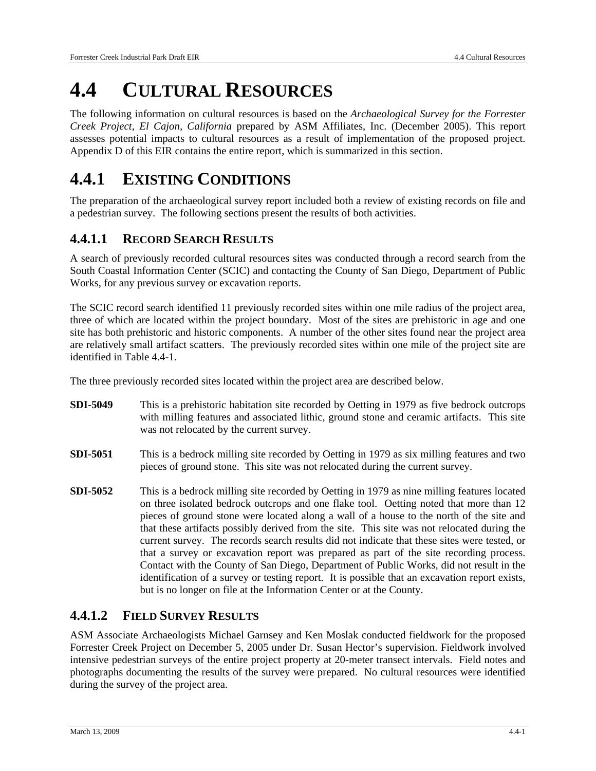# 4.4 CULTURAL RESOURCES

The following information on cultural resources is based on the *Archaeological Survey for the Forrester Creek Project, El Cajon, California* prepared by ASM Affiliates, Inc. (December 2005). This report assesses potential impacts to cultural resources as a result of implementation of the proposed project. Appendix D of this EIR contains the entire report, which is summarized in this section.

# 4.4.1 EXISTING CONDITIONS

The preparation of the archaeological survey report included both a review of existing records on file and a pedestrian survey. The following sections present the results of both activities.

## 4.4.1.1 RECORD SEARCH RESULTS

A search of previously recorded cultural resources sites was conducted through a record search from the South Coastal Information Center (SCIC) and contacting the County of San Diego, Department of Public Works, for any previous survey or excavation reports.

The SCIC record search identified 11 previously recorded sites within one mile radius of the project area, three of which are located within the project boundary. Most of the sites are prehistoric in age and one site has both prehistoric and historic components. A number of the other sites found near the project area are relatively small artifact scatters. The previously recorded sites within one mile of the project site are identified in Table 4.4-1.

The three previously recorded sites located within the project area are described below.

**SDI-5049** This is a prehistoric habitation site recorded by Oetting in 1979 as five bedrock outcrops with milling features and associated lithic, ground stone and ceramic artifacts. This site was not relocated by the current survey.

**SDI-5051** This is a bedrock milling site recorded by Oetting in 1979 as six milling features and two pieces of ground stone. This site was not relocated during the current survey.

**SDI-5052** This is a bedrock milling site recorded by Oetting in 1979 as nine milling features located on three isolated bedrock outcrops and one flake tool. Oetting noted that more than 12 pieces of ground stone were located along a wall of a house to the north of the site and that these artifacts possibly derived from the site. This site was not relocated during the current survey. The records search results did not indicate that these sites were tested, or that a survey or excavation report was prepared as part of the site recording process. Contact with the County of San Diego, Department of Public Works, did not result in the identification of a survey or testing report. It is possible that an excavation report exists, but is no longer on file at the Information Center or at the County.

## 4.4.1.2 FIELD SURVEY RESULTS

ASM Associate Archaeologists Michael Garnsey and Ken Moslak conducted fieldwork for the proposed Forrester Creek Project on December 5, 2005 under Dr. Susan Hector's supervision. Fieldwork involved intensive pedestrian surveys of the entire project property at 20-meter transect intervals. Field notes and photographs documenting the results of the survey were prepared. No cultural resources were identified during the survey of the project area.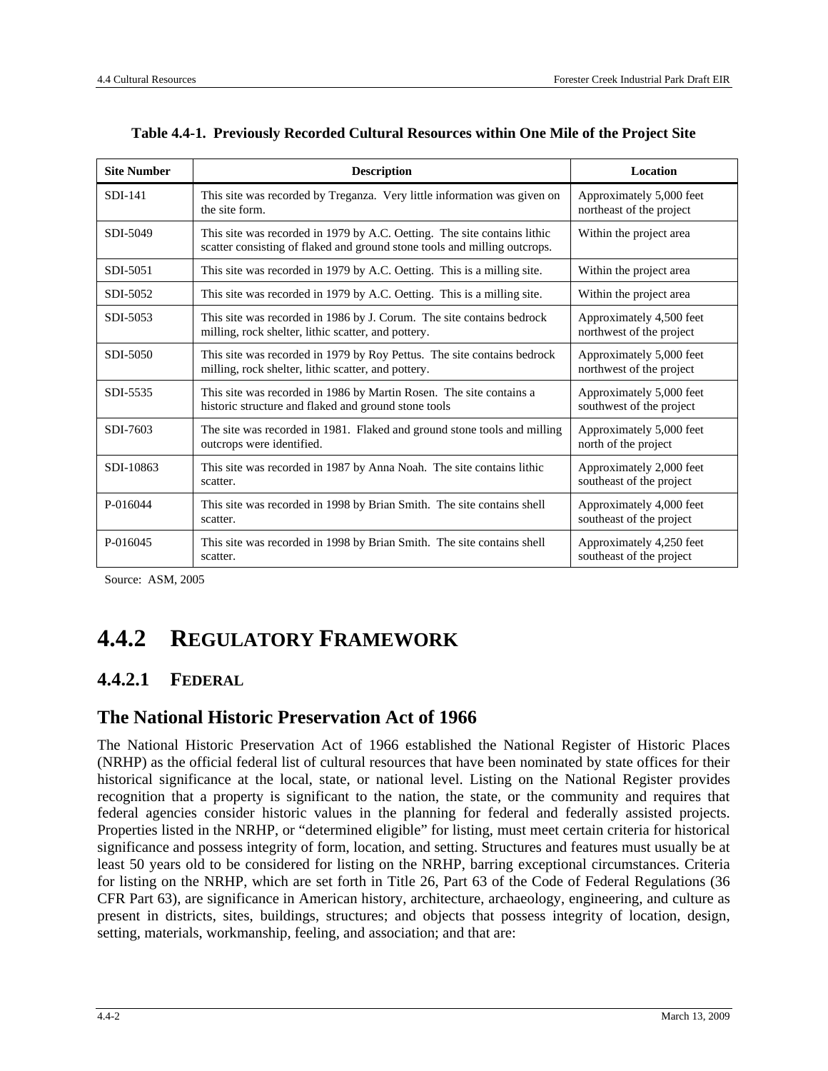**Table 4.4-1. Previously Recorded Cultural Resources within One Mile of the Project Site**

| Site Number | Description | Location |
|---|---|---|
| SDI-141 | This site was recorded by Treganza. Very little information was given on the site form. | Approximately 5,000 feet northeast of the project |
| SDI-5049 | This site was recorded in 1979 by A.C. Oetting. The site contains lithic scatter consisting of flaked and ground stone tools and milling outcrops. | Within the project area |
| SDI-5051 | This site was recorded in 1979 by A.C. Oetting. This is a milling site. | Within the project area |
| SDI-5052 | This site was recorded in 1979 by A.C. Oetting. This is a milling site. | Within the project area |
| SDI-5053 | This site was recorded in 1986 by J. Corum. The site contains bedrock milling, rock shelter, lithic scatter, and pottery. | Approximately 4,500 feet northwest of the project |
| SDI-5050 | This site was recorded in 1979 by Roy Pettus. The site contains bedrock milling, rock shelter, lithic scatter, and pottery. | Approximately 5,000 feet northwest of the project |
| SDI-5535 | This site was recorded in 1986 by Martin Rosen. The site contains a historic structure and flaked and ground stone tools | Approximately 5,000 feet southwest of the project |
| SDI-7603 | The site was recorded in 1981. Flaked and ground stone tools and milling outcrops were identified. | Approximately 5,000 feet north of the project |
| SDI-10863 | This site was recorded in 1987 by Anna Noah. The site contains lithic scatter. | Approximately 2,000 feet southeast of the project |
| P-016044 | This site was recorded in 1998 by Brian Smith. The site contains shell scatter. | Approximately 4,000 feet southeast of the project |
| P-016045 | This site was recorded in 1998 by Brian Smith. The site contains shell scatter. | Approximately 4,250 feet southeast of the project |

Source: ASM, 2005

# 4.4.2 REGULATORY FRAMEWORK

## 4.4.2.1 FEDERAL

### The National Historic Preservation Act of 1966

The National Historic Preservation Act of 1966 established the National Register of Historic Places (NRHP) as the official federal list of cultural resources that have been nominated by state offices for their historical significance at the local, state, or national level. Listing on the National Register provides recognition that a property is significant to the nation, the state, or the community and requires that federal agencies consider historic values in the planning for federal and federally assisted projects. Properties listed in the NRHP, or "determined eligible" for listing, must meet certain criteria for historical significance and possess integrity of form, location, and setting. Structures and features must usually be at least 50 years old to be considered for listing on the NRHP, barring exceptional circumstances. Criteria for listing on the NRHP, which are set forth in Title 26, Part 63 of the Code of Federal Regulations (36 CFR Part 63), are significance in American history, architecture, archaeology, engineering, and culture as present in districts, sites, buildings, structures; and objects that possess integrity of location, design, setting, materials, workmanship, feeling, and association; and that are: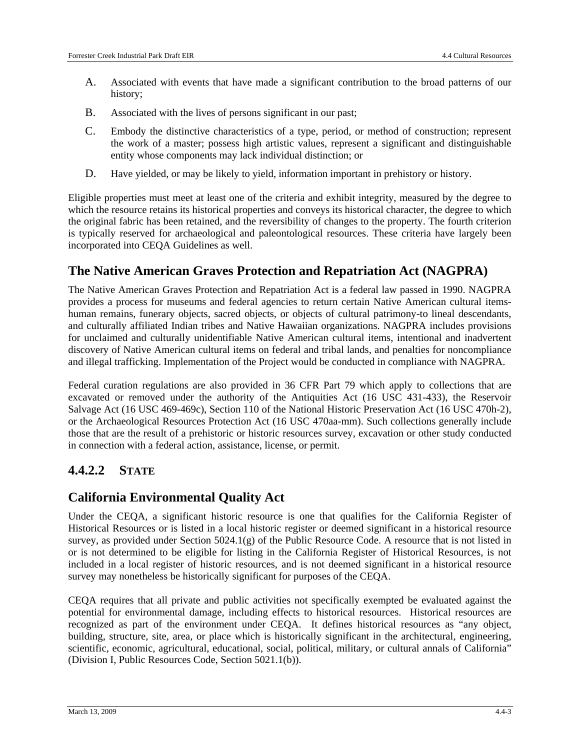A. Associated with events that have made a significant contribution to the broad patterns of our history;

B. Associated with the lives of persons significant in our past;

C. Embody the distinctive characteristics of a type, period, or method of construction; represent the work of a master; possess high artistic values, represent a significant and distinguishable entity whose components may lack individual distinction; or

D. Have yielded, or may be likely to yield, information important in prehistory or history.

Eligible properties must meet at least one of the criteria and exhibit integrity, measured by the degree to which the resource retains its historical properties and conveys its historical character, the degree to which the original fabric has been retained, and the reversibility of changes to the property. The fourth criterion is typically reserved for archaeological and paleontological resources. These criteria have largely been incorporated into CEQA Guidelines as well.

## The Native American Graves Protection and Repatriation Act (NAGPRA)

The Native American Graves Protection and Repatriation Act is a federal law passed in 1990. NAGPRA provides a process for museums and federal agencies to return certain Native American cultural items-human remains, funerary objects, sacred objects, or objects of cultural patrimony-to lineal descendants, and culturally affiliated Indian tribes and Native Hawaiian organizations. NAGPRA includes provisions for unclaimed and culturally unidentifiable Native American cultural items, intentional and inadvertent discovery of Native American cultural items on federal and tribal lands, and penalties for noncompliance and illegal trafficking. Implementation of the Project would be conducted in compliance with NAGPRA.

Federal curation regulations are also provided in 36 CFR Part 79 which apply to collections that are excavated or removed under the authority of the Antiquities Act (16 USC 431-433), the Reservoir Salvage Act (16 USC 469-469c), Section 110 of the National Historic Preservation Act (16 USC 470h-2), or the Archaeological Resources Protection Act (16 USC 470aa-mm). Such collections generally include those that are the result of a prehistoric or historic resources survey, excavation or other study conducted in connection with a federal action, assistance, license, or permit.

### 4.4.2.2 STATE

## California Environmental Quality Act

Under the CEQA, a significant historic resource is one that qualifies for the California Register of Historical Resources or is listed in a local historic register or deemed significant in a historical resource survey, as provided under Section 5024.1(g) of the Public Resource Code. A resource that is not listed in or is not determined to be eligible for listing in the California Register of Historical Resources, is not included in a local register of historic resources, and is not deemed significant in a historical resource survey may nonetheless be historically significant for purposes of the CEQA.

CEQA requires that all private and public activities not specifically exempted be evaluated against the potential for environmental damage, including effects to historical resources. Historical resources are recognized as part of the environment under CEQA. It defines historical resources as "any object, building, structure, site, area, or place which is historically significant in the architectural, engineering, scientific, economic, agricultural, educational, social, political, military, or cultural annals of California" (Division I, Public Resources Code, Section 5021.1(b)).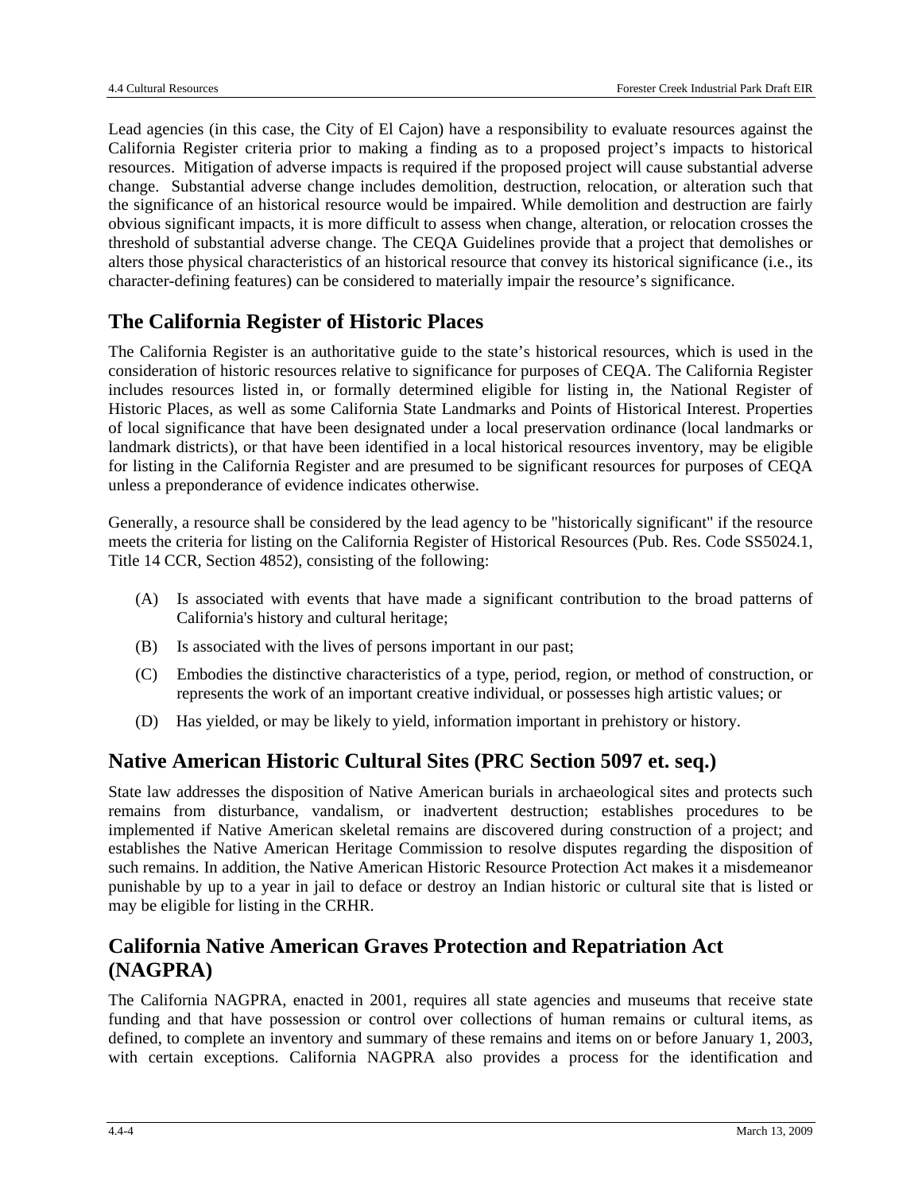Lead agencies (in this case, the City of El Cajon) have a responsibility to evaluate resources against the California Register criteria prior to making a finding as to a proposed project's impacts to historical resources. Mitigation of adverse impacts is required if the proposed project will cause substantial adverse change. Substantial adverse change includes demolition, destruction, relocation, or alteration such that the significance of an historical resource would be impaired. While demolition and destruction are fairly obvious significant impacts, it is more difficult to assess when change, alteration, or relocation crosses the threshold of substantial adverse change. The CEQA Guidelines provide that a project that demolishes or alters those physical characteristics of an historical resource that convey its historical significance (i.e., its character-defining features) can be considered to materially impair the resource's significance.

## The California Register of Historic Places

The California Register is an authoritative guide to the state's historical resources, which is used in the consideration of historic resources relative to significance for purposes of CEQA. The California Register includes resources listed in, or formally determined eligible for listing in, the National Register of Historic Places, as well as some California State Landmarks and Points of Historical Interest. Properties of local significance that have been designated under a local preservation ordinance (local landmarks or landmark districts), or that have been identified in a local historical resources inventory, may be eligible for listing in the California Register and are presumed to be significant resources for purposes of CEQA unless a preponderance of evidence indicates otherwise.

Generally, a resource shall be considered by the lead agency to be "historically significant" if the resource meets the criteria for listing on the California Register of Historical Resources (Pub. Res. Code SS5024.1, Title 14 CCR, Section 4852), consisting of the following:

(A) Is associated with events that have made a significant contribution to the broad patterns of California's history and cultural heritage;

(B) Is associated with the lives of persons important in our past;

(C) Embodies the distinctive characteristics of a type, period, region, or method of construction, or represents the work of an important creative individual, or possesses high artistic values; or

(D) Has yielded, or may be likely to yield, information important in prehistory or history.

## Native American Historic Cultural Sites (PRC Section 5097 et. seq.)

State law addresses the disposition of Native American burials in archaeological sites and protects such remains from disturbance, vandalism, or inadvertent destruction; establishes procedures to be implemented if Native American skeletal remains are discovered during construction of a project; and establishes the Native American Heritage Commission to resolve disputes regarding the disposition of such remains. In addition, the Native American Historic Resource Protection Act makes it a misdemeanor punishable by up to a year in jail to deface or destroy an Indian historic or cultural site that is listed or may be eligible for listing in the CRHR.

## California Native American Graves Protection and Repatriation Act (NAGPRA)

The California NAGPRA, enacted in 2001, requires all state agencies and museums that receive state funding and that have possession or control over collections of human remains or cultural items, as defined, to complete an inventory and summary of these remains and items on or before January 1, 2003, with certain exceptions. California NAGPRA also provides a process for the identification and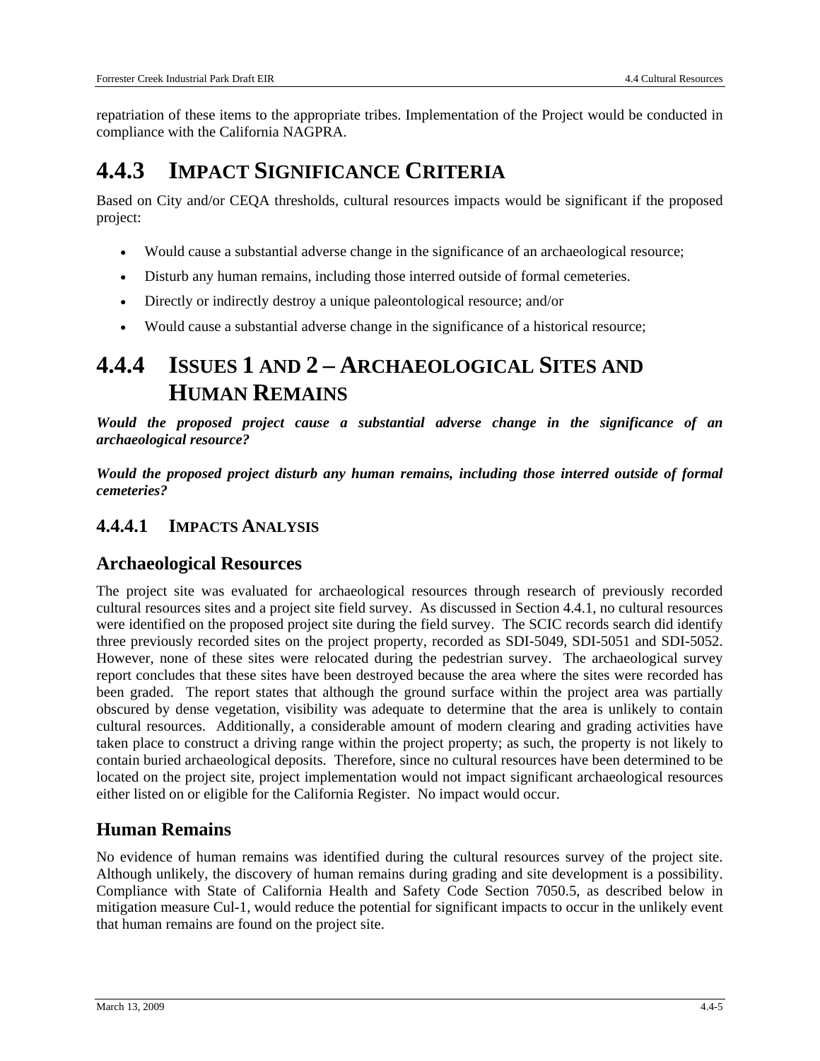repatriation of these items to the appropriate tribes. Implementation of the Project would be conducted in compliance with the California NAGPRA.

## 4.4.3 IMPACT SIGNIFICANCE CRITERIA

Based on City and/or CEQA thresholds, cultural resources impacts would be significant if the proposed project:

- Would cause a substantial adverse change in the significance of an archaeological resource;
- Disturb any human remains, including those interred outside of formal cemeteries.
- Directly or indirectly destroy a unique paleontological resource; and/or
- Would cause a substantial adverse change in the significance of a historical resource;

## 4.4.4 ISSUES 1 AND 2 – ARCHAEOLOGICAL SITES AND HUMAN REMAINS

***Would the proposed project cause a substantial adverse change in the significance of an archaeological resource?***

***Would the proposed project disturb any human remains, including those interred outside of formal cemeteries?***

### 4.4.4.1 IMPACTS ANALYSIS

#### Archaeological Resources

The project site was evaluated for archaeological resources through research of previously recorded cultural resources sites and a project site field survey. As discussed in Section 4.4.1, no cultural resources were identified on the proposed project site during the field survey. The SCIC records search did identify three previously recorded sites on the project property, recorded as SDI-5049, SDI-5051 and SDI-5052. However, none of these sites were relocated during the pedestrian survey. The archaeological survey report concludes that these sites have been destroyed because the area where the sites were recorded has been graded. The report states that although the ground surface within the project area was partially obscured by dense vegetation, visibility was adequate to determine that the area is unlikely to contain cultural resources. Additionally, a considerable amount of modern clearing and grading activities have taken place to construct a driving range within the project property; as such, the property is not likely to contain buried archaeological deposits. Therefore, since no cultural resources have been determined to be located on the project site, project implementation would not impact significant archaeological resources either listed on or eligible for the California Register. No impact would occur.

#### Human Remains

No evidence of human remains was identified during the cultural resources survey of the project site. Although unlikely, the discovery of human remains during grading and site development is a possibility. Compliance with State of California Health and Safety Code Section 7050.5, as described below in mitigation measure Cul-1, would reduce the potential for significant impacts to occur in the unlikely event that human remains are found on the project site.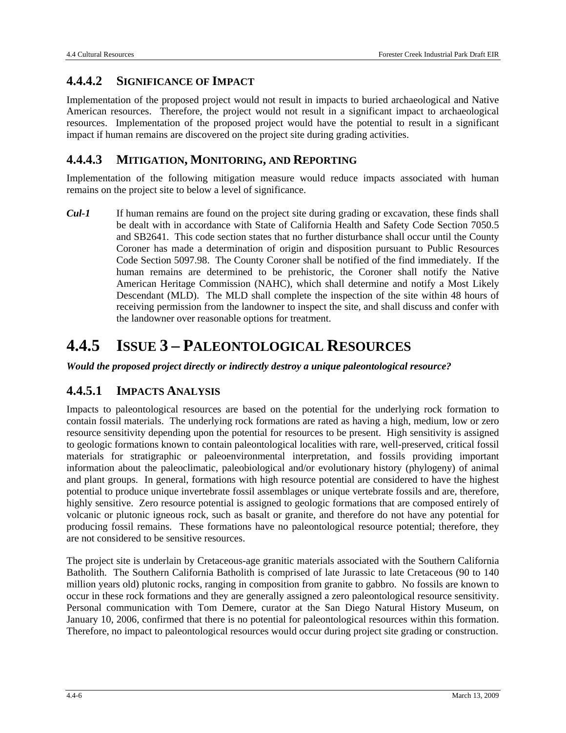### 4.4.4.2 Significance of Impact

Implementation of the proposed project would not result in impacts to buried archaeological and Native American resources. Therefore, the project would not result in a significant impact to archaeological resources. Implementation of the proposed project would have the potential to result in a significant impact if human remains are discovered on the project site during grading activities.

### 4.4.4.3 Mitigation, Monitoring, and Reporting

Implementation of the following mitigation measure would reduce impacts associated with human remains on the project site to below a level of significance.

***Cul-1*** If human remains are found on the project site during grading or excavation, these finds shall be dealt with in accordance with State of California Health and Safety Code Section 7050.5 and SB2641. This code section states that no further disturbance shall occur until the County Coroner has made a determination of origin and disposition pursuant to Public Resources Code Section 5097.98. The County Coroner shall be notified of the find immediately. If the human remains are determined to be prehistoric, the Coroner shall notify the Native American Heritage Commission (NAHC), which shall determine and notify a Most Likely Descendant (MLD). The MLD shall complete the inspection of the site within 48 hours of receiving permission from the landowner to inspect the site, and shall discuss and confer with the landowner over reasonable options for treatment.

## 4.4.5 Issue 3 – Paleontological Resources

***Would the proposed project directly or indirectly destroy a unique paleontological resource?***

### 4.4.5.1 Impacts Analysis

Impacts to paleontological resources are based on the potential for the underlying rock formation to contain fossil materials. The underlying rock formations are rated as having a high, medium, low or zero resource sensitivity depending upon the potential for resources to be present. High sensitivity is assigned to geologic formations known to contain paleontological localities with rare, well-preserved, critical fossil materials for stratigraphic or paleoenvironmental interpretation, and fossils providing important information about the paleoclimatic, paleobiological and/or evolutionary history (phylogeny) of animal and plant groups. In general, formations with high resource potential are considered to have the highest potential to produce unique invertebrate fossil assemblages or unique vertebrate fossils and are, therefore, highly sensitive. Zero resource potential is assigned to geologic formations that are composed entirely of volcanic or plutonic igneous rock, such as basalt or granite, and therefore do not have any potential for producing fossil remains. These formations have no paleontological resource potential; therefore, they are not considered to be sensitive resources.

The project site is underlain by Cretaceous-age granitic materials associated with the Southern California Batholith. The Southern California Batholith is comprised of late Jurassic to late Cretaceous (90 to 140 million years old) plutonic rocks, ranging in composition from granite to gabbro. No fossils are known to occur in these rock formations and they are generally assigned a zero paleontological resource sensitivity. Personal communication with Tom Demere, curator at the San Diego Natural History Museum, on January 10, 2006, confirmed that there is no potential for paleontological resources within this formation. Therefore, no impact to paleontological resources would occur during project site grading or construction.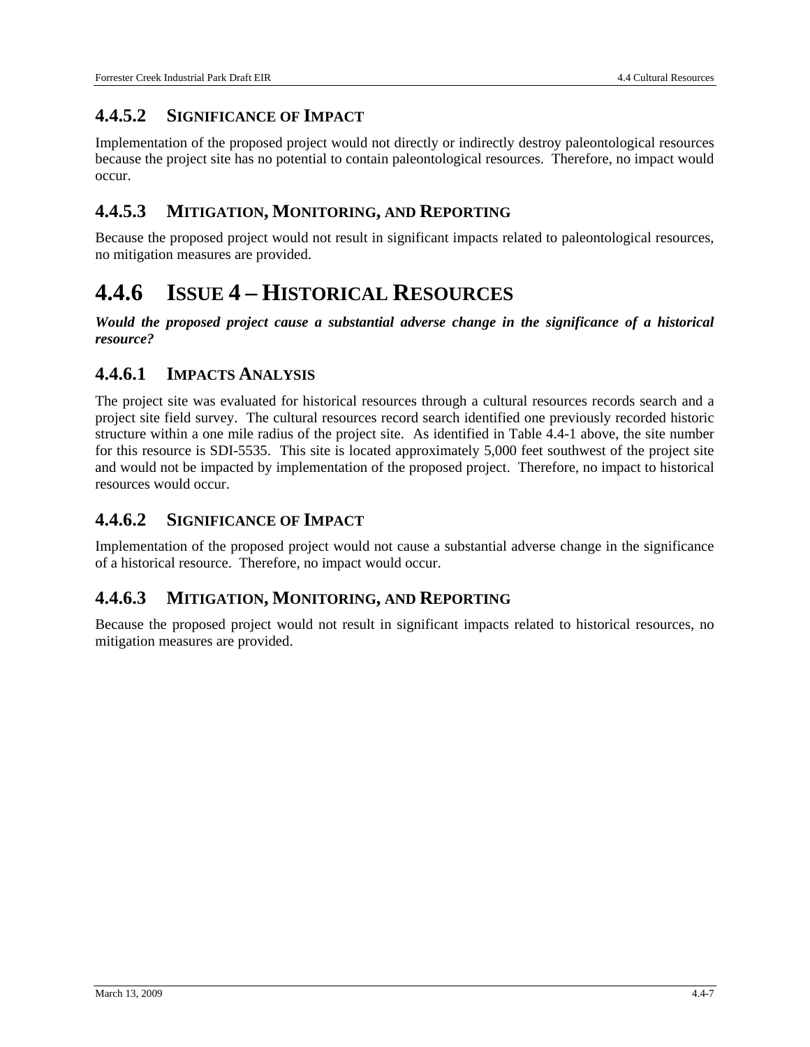### 4.4.5.2 SIGNIFICANCE OF IMPACT

Implementation of the proposed project would not directly or indirectly destroy paleontological resources because the project site has no potential to contain paleontological resources. Therefore, no impact would occur.

### 4.4.5.3 MITIGATION, MONITORING, AND REPORTING

Because the proposed project would not result in significant impacts related to paleontological resources, no mitigation measures are provided.

## 4.4.6 ISSUE 4 – HISTORICAL RESOURCES

***Would the proposed project cause a substantial adverse change in the significance of a historical resource?***

### 4.4.6.1 IMPACTS ANALYSIS

The project site was evaluated for historical resources through a cultural resources records search and a project site field survey. The cultural resources record search identified one previously recorded historic structure within a one mile radius of the project site. As identified in Table 4.4-1 above, the site number for this resource is SDI-5535. This site is located approximately 5,000 feet southwest of the project site and would not be impacted by implementation of the proposed project. Therefore, no impact to historical resources would occur.

### 4.4.6.2 SIGNIFICANCE OF IMPACT

Implementation of the proposed project would not cause a substantial adverse change in the significance of a historical resource. Therefore, no impact would occur.

### 4.4.6.3 MITIGATION, MONITORING, AND REPORTING

Because the proposed project would not result in significant impacts related to historical resources, no mitigation measures are provided.